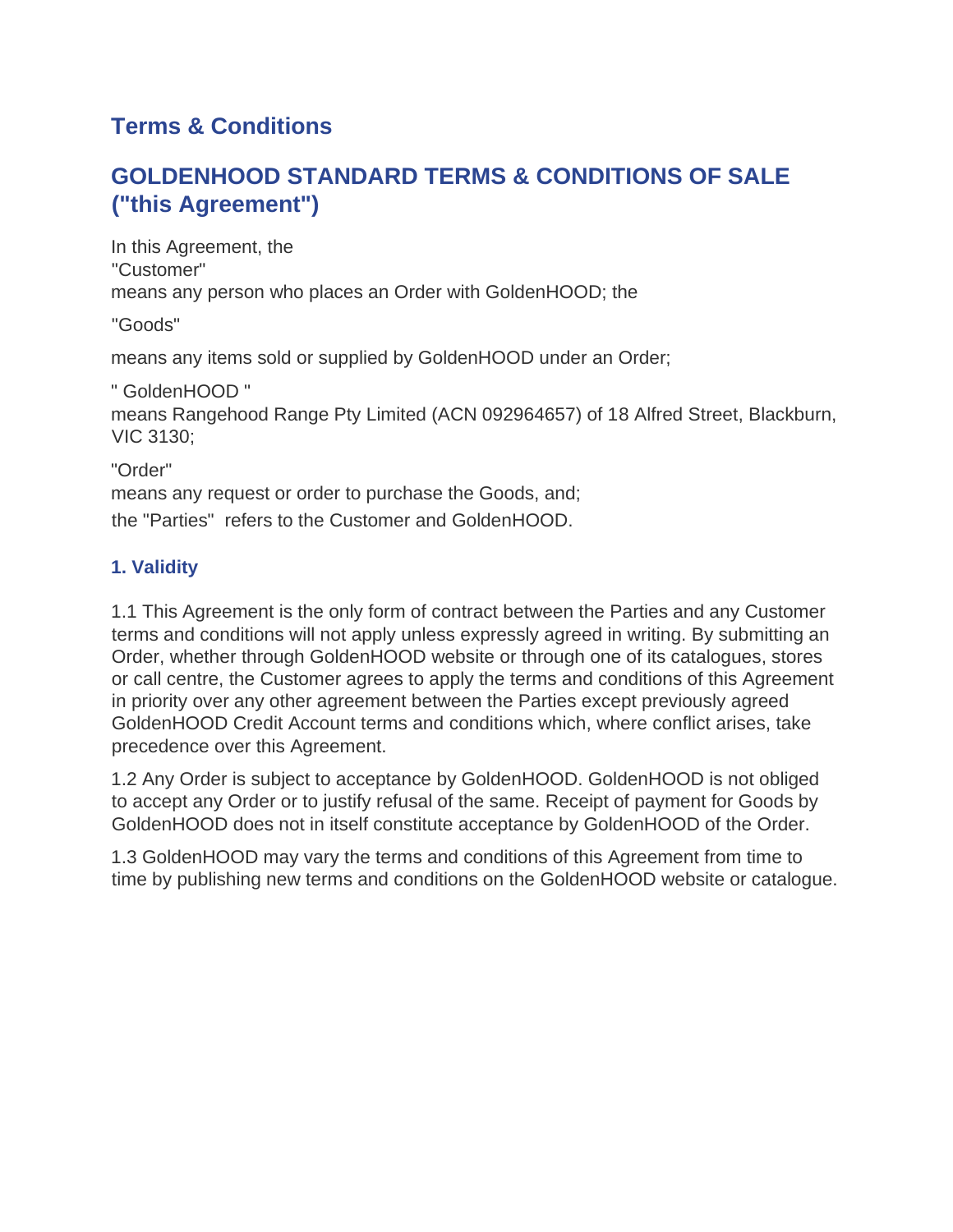# Terms & Conditions

## GOLDENHOOD STANDARD TERMS & CONDITIONS OF SALE ("this Agreement")

In this Agreement, the
"Customer"
means any person who places an Order with GoldenHOOD; the

"Goods"

means any items sold or supplied by GoldenHOOD under an Order;

" GoldenHOOD "
means Rangehood Range Pty Limited (ACN 092964657) of 18 Alfred Street, Blackburn, VIC 3130;

"Order"
means any request or order to purchase the Goods, and;
the "Parties" refers to the Customer and GoldenHOOD.

### 1. Validity

1.1 This Agreement is the only form of contract between the Parties and any Customer terms and conditions will not apply unless expressly agreed in writing. By submitting an Order, whether through GoldenHOOD website or through one of its catalogues, stores or call centre, the Customer agrees to apply the terms and conditions of this Agreement in priority over any other agreement between the Parties except previously agreed GoldenHOOD Credit Account terms and conditions which, where conflict arises, take precedence over this Agreement.

1.2 Any Order is subject to acceptance by GoldenHOOD. GoldenHOOD is not obliged to accept any Order or to justify refusal of the same. Receipt of payment for Goods by GoldenHOOD does not in itself constitute acceptance by GoldenHOOD of the Order.

1.3 GoldenHOOD may vary the terms and conditions of this Agreement from time to time by publishing new terms and conditions on the GoldenHOOD website or catalogue.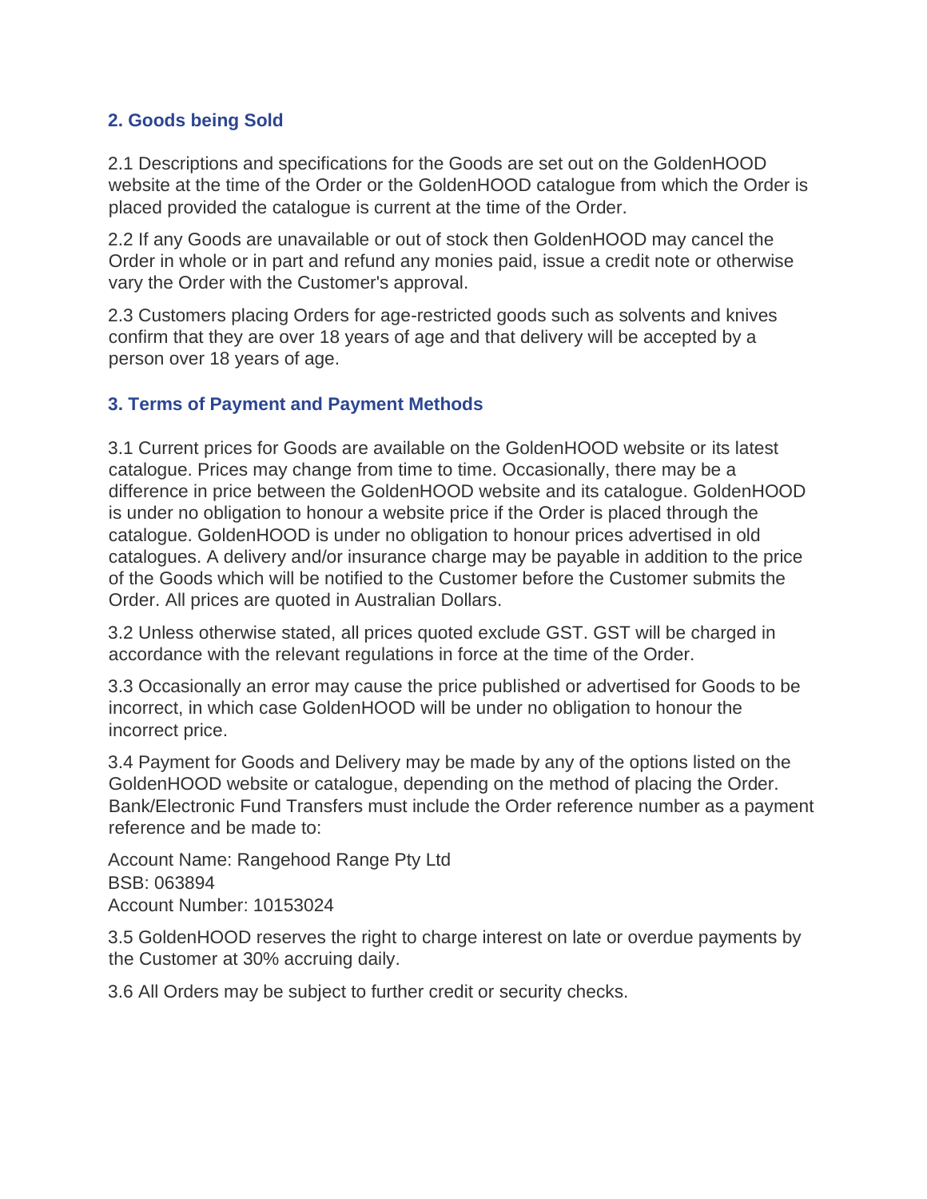## 2. Goods being Sold

2.1 Descriptions and specifications for the Goods are set out on the GoldenHOOD website at the time of the Order or the GoldenHOOD catalogue from which the Order is placed provided the catalogue is current at the time of the Order.

2.2 If any Goods are unavailable or out of stock then GoldenHOOD may cancel the Order in whole or in part and refund any monies paid, issue a credit note or otherwise vary the Order with the Customer's approval.

2.3 Customers placing Orders for age-restricted goods such as solvents and knives confirm that they are over 18 years of age and that delivery will be accepted by a person over 18 years of age.

## 3. Terms of Payment and Payment Methods

3.1 Current prices for Goods are available on the GoldenHOOD website or its latest catalogue. Prices may change from time to time. Occasionally, there may be a difference in price between the GoldenHOOD website and its catalogue. GoldenHOOD is under no obligation to honour a website price if the Order is placed through the catalogue. GoldenHOOD is under no obligation to honour prices advertised in old catalogues. A delivery and/or insurance charge may be payable in addition to the price of the Goods which will be notified to the Customer before the Customer submits the Order. All prices are quoted in Australian Dollars.

3.2 Unless otherwise stated, all prices quoted exclude GST. GST will be charged in accordance with the relevant regulations in force at the time of the Order.

3.3 Occasionally an error may cause the price published or advertised for Goods to be incorrect, in which case GoldenHOOD will be under no obligation to honour the incorrect price.

3.4 Payment for Goods and Delivery may be made by any of the options listed on the GoldenHOOD website or catalogue, depending on the method of placing the Order. Bank/Electronic Fund Transfers must include the Order reference number as a payment reference and be made to:

Account Name: Rangehood Range Pty Ltd
BSB: 063894
Account Number: 10153024

3.5 GoldenHOOD reserves the right to charge interest on late or overdue payments by the Customer at 30% accruing daily.

3.6 All Orders may be subject to further credit or security checks.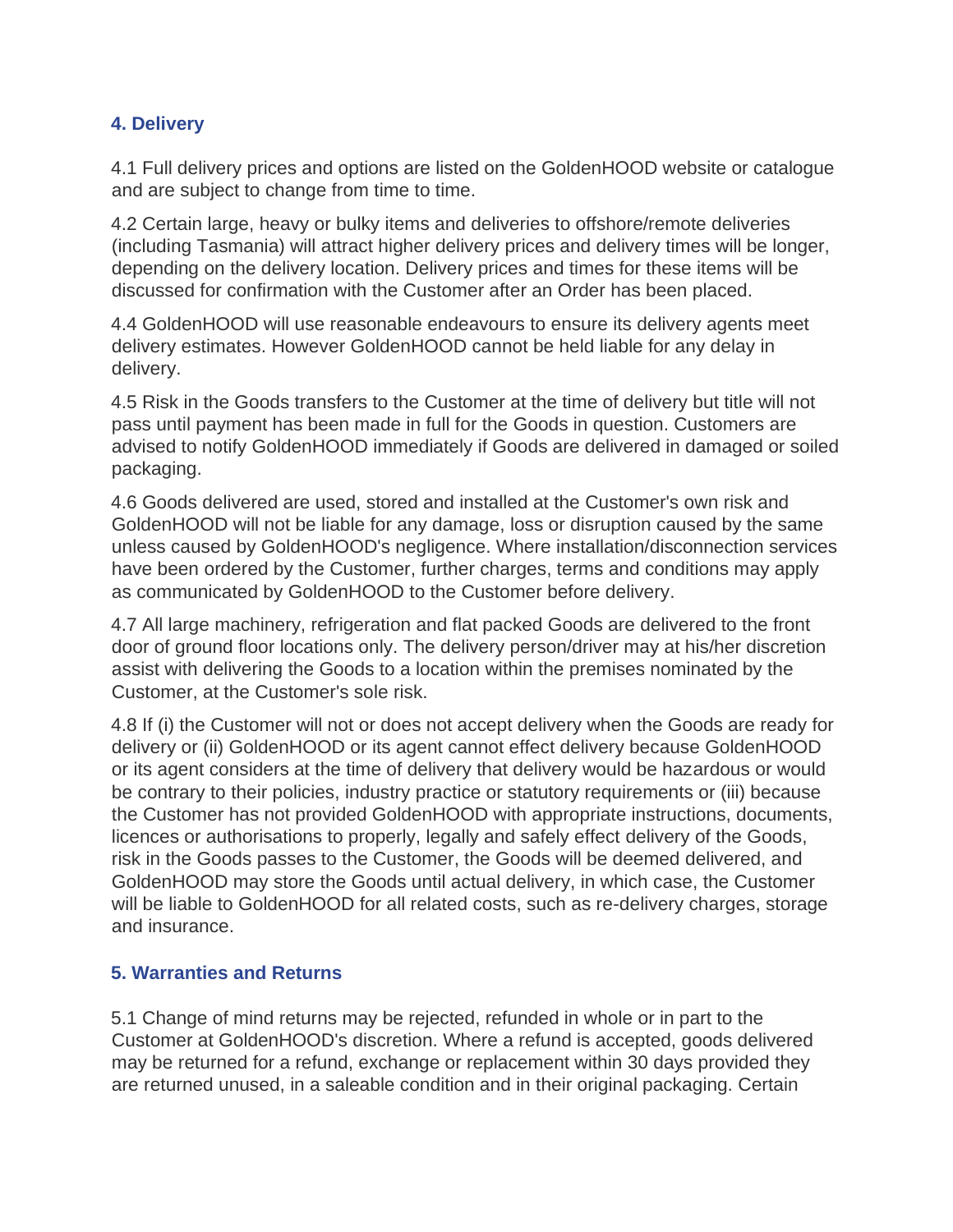## 4. Delivery

4.1 Full delivery prices and options are listed on the GoldenHOOD website or catalogue and are subject to change from time to time.

4.2 Certain large, heavy or bulky items and deliveries to offshore/remote deliveries (including Tasmania) will attract higher delivery prices and delivery times will be longer, depending on the delivery location. Delivery prices and times for these items will be discussed for confirmation with the Customer after an Order has been placed.

4.4 GoldenHOOD will use reasonable endeavours to ensure its delivery agents meet delivery estimates. However GoldenHOOD cannot be held liable for any delay in delivery.

4.5 Risk in the Goods transfers to the Customer at the time of delivery but title will not pass until payment has been made in full for the Goods in question. Customers are advised to notify GoldenHOOD immediately if Goods are delivered in damaged or soiled packaging.

4.6 Goods delivered are used, stored and installed at the Customer's own risk and GoldenHOOD will not be liable for any damage, loss or disruption caused by the same unless caused by GoldenHOOD's negligence. Where installation/disconnection services have been ordered by the Customer, further charges, terms and conditions may apply as communicated by GoldenHOOD to the Customer before delivery.

4.7 All large machinery, refrigeration and flat packed Goods are delivered to the front door of ground floor locations only. The delivery person/driver may at his/her discretion assist with delivering the Goods to a location within the premises nominated by the Customer, at the Customer's sole risk.

4.8 If (i) the Customer will not or does not accept delivery when the Goods are ready for delivery or (ii) GoldenHOOD or its agent cannot effect delivery because GoldenHOOD or its agent considers at the time of delivery that delivery would be hazardous or would be contrary to their policies, industry practice or statutory requirements or (iii) because the Customer has not provided GoldenHOOD with appropriate instructions, documents, licences or authorisations to properly, legally and safely effect delivery of the Goods, risk in the Goods passes to the Customer, the Goods will be deemed delivered, and GoldenHOOD may store the Goods until actual delivery, in which case, the Customer will be liable to GoldenHOOD for all related costs, such as re-delivery charges, storage and insurance.

## 5. Warranties and Returns

5.1 Change of mind returns may be rejected, refunded in whole or in part to the Customer at GoldenHOOD's discretion. Where a refund is accepted, goods delivered may be returned for a refund, exchange or replacement within 30 days provided they are returned unused, in a saleable condition and in their original packaging. Certain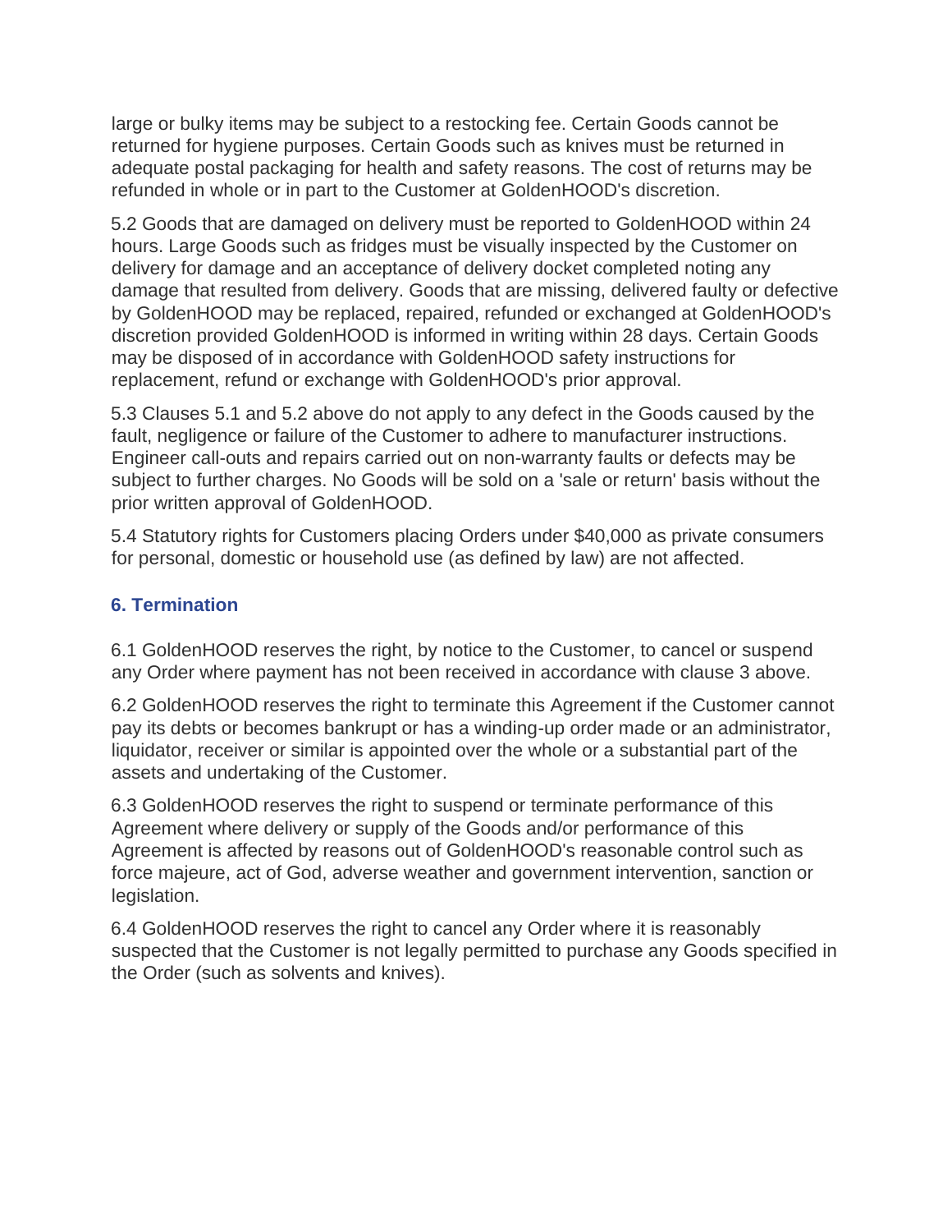large or bulky items may be subject to a restocking fee. Certain Goods cannot be returned for hygiene purposes. Certain Goods such as knives must be returned in adequate postal packaging for health and safety reasons. The cost of returns may be refunded in whole or in part to the Customer at GoldenHOOD's discretion.

5.2 Goods that are damaged on delivery must be reported to GoldenHOOD within 24 hours. Large Goods such as fridges must be visually inspected by the Customer on delivery for damage and an acceptance of delivery docket completed noting any damage that resulted from delivery. Goods that are missing, delivered faulty or defective by GoldenHOOD may be replaced, repaired, refunded or exchanged at GoldenHOOD's discretion provided GoldenHOOD is informed in writing within 28 days. Certain Goods may be disposed of in accordance with GoldenHOOD safety instructions for replacement, refund or exchange with GoldenHOOD's prior approval.

5.3 Clauses 5.1 and 5.2 above do not apply to any defect in the Goods caused by the fault, negligence or failure of the Customer to adhere to manufacturer instructions. Engineer call-outs and repairs carried out on non-warranty faults or defects may be subject to further charges. No Goods will be sold on a 'sale or return' basis without the prior written approval of GoldenHOOD.

5.4 Statutory rights for Customers placing Orders under $40,000 as private consumers for personal, domestic or household use (as defined by law) are not affected.

### 6. Termination

6.1 GoldenHOOD reserves the right, by notice to the Customer, to cancel or suspend any Order where payment has not been received in accordance with clause 3 above.

6.2 GoldenHOOD reserves the right to terminate this Agreement if the Customer cannot pay its debts or becomes bankrupt or has a winding-up order made or an administrator, liquidator, receiver or similar is appointed over the whole or a substantial part of the assets and undertaking of the Customer.

6.3 GoldenHOOD reserves the right to suspend or terminate performance of this Agreement where delivery or supply of the Goods and/or performance of this Agreement is affected by reasons out of GoldenHOOD's reasonable control such as force majeure, act of God, adverse weather and government intervention, sanction or legislation.

6.4 GoldenHOOD reserves the right to cancel any Order where it is reasonably suspected that the Customer is not legally permitted to purchase any Goods specified in the Order (such as solvents and knives).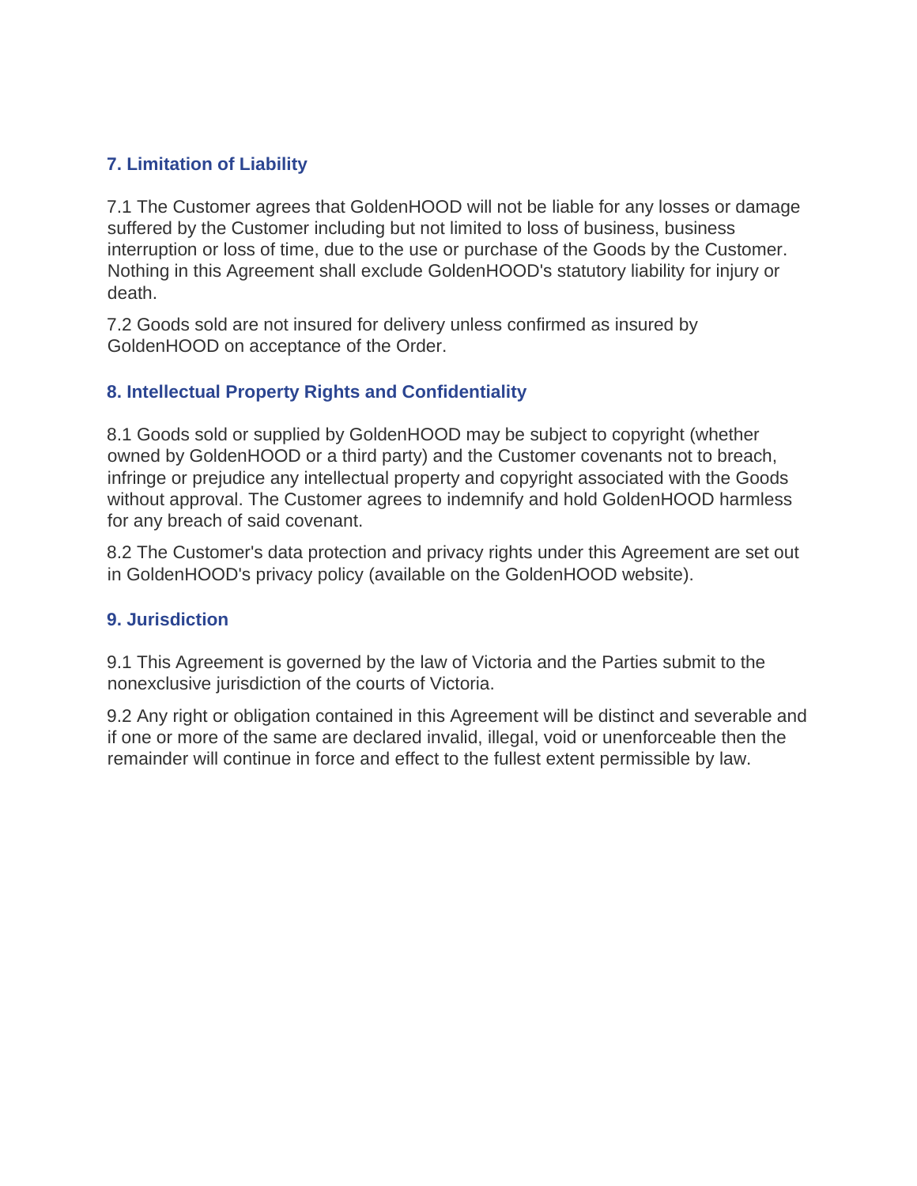## 7. Limitation of Liability

7.1 The Customer agrees that GoldenHOOD will not be liable for any losses or damage suffered by the Customer including but not limited to loss of business, business interruption or loss of time, due to the use or purchase of the Goods by the Customer. Nothing in this Agreement shall exclude GoldenHOOD's statutory liability for injury or death.

7.2 Goods sold are not insured for delivery unless confirmed as insured by GoldenHOOD on acceptance of the Order.

## 8. Intellectual Property Rights and Confidentiality

8.1 Goods sold or supplied by GoldenHOOD may be subject to copyright (whether owned by GoldenHOOD or a third party) and the Customer covenants not to breach, infringe or prejudice any intellectual property and copyright associated with the Goods without approval. The Customer agrees to indemnify and hold GoldenHOOD harmless for any breach of said covenant.

8.2 The Customer's data protection and privacy rights under this Agreement are set out in GoldenHOOD's privacy policy (available on the GoldenHOOD website).

## 9. Jurisdiction

9.1 This Agreement is governed by the law of Victoria and the Parties submit to the nonexclusive jurisdiction of the courts of Victoria.

9.2 Any right or obligation contained in this Agreement will be distinct and severable and if one or more of the same are declared invalid, illegal, void or unenforceable then the remainder will continue in force and effect to the fullest extent permissible by law.